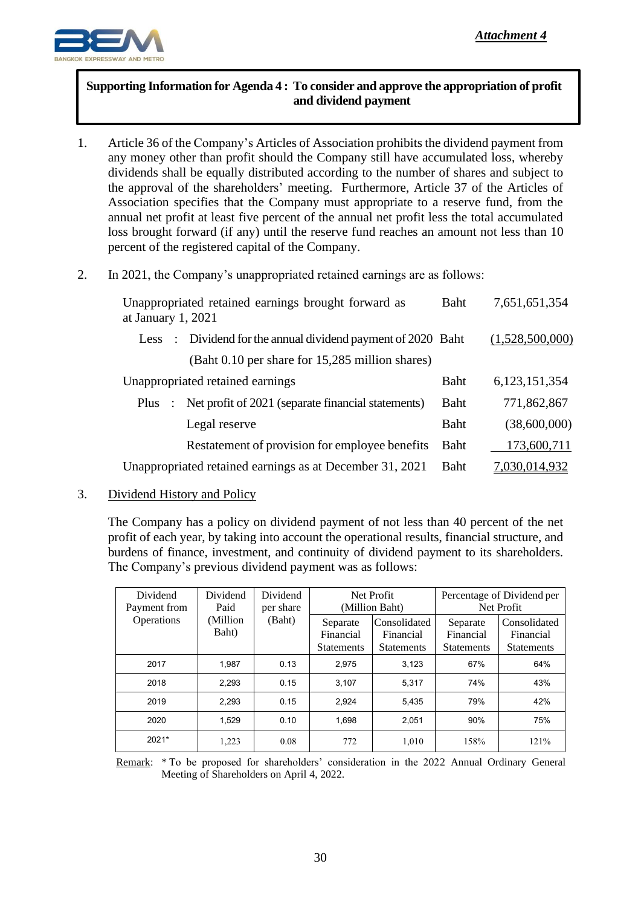*Attachment 4*

**Supporting Information for Agenda 4 : To consider and approve the appropriation of profit and dividend payment**

1. Article 36 of the Company's Articles of Association prohibits the dividend payment from any money other than profit should the Company still have accumulated loss, whereby dividends shall be equally distributed according to the number of shares and subject to the approval of the shareholders' meeting. Furthermore, Article 37 of the Articles of Association specifies that the Company must appropriate to a reserve fund, from the annual net profit at least five percent of the annual net profit less the total accumulated loss brought forward (if any) until the reserve fund reaches an amount not less than 10 percent of the registered capital of the Company.

2. In 2021, the Company's unappropriated retained earnings are as follows:

| | | |
|---|---|---|
| Unappropriated retained earnings brought forward as at January 1, 2021 | Baht | 7,651,651,354 |
| Less : Dividend for the annual dividend payment of 2020 (Baht 0.10 per share for 15,285 million shares) | Baht | (1,528,500,000) |
| Unappropriated retained earnings | Baht | 6,123,151,354 |
| Plus : Net profit of 2021 (separate financial statements) | Baht | 771,862,867 |
| Legal reserve | Baht | (38,600,000) |
| Restatement of provision for employee benefits | Baht | 173,600,711 |
| Unappropriated retained earnings as at December 31, 2021 | Baht | 7,030,014,932 |

3. Dividend History and Policy

The Company has a policy on dividend payment of not less than 40 percent of the net profit of each year, by taking into account the operational results, financial structure, and burdens of finance, investment, and continuity of dividend payment to its shareholders. The Company's previous dividend payment was as follows:

| Dividend Payment from Operations | Dividend Paid (Million Baht) | Dividend per share (Baht) | Net Profit (Million Baht) | | Percentage of Dividend per Net Profit | |
|---|---|---|---|---|---|---|
| | | | Separate Financial Statements | Consolidated Financial Statements | Separate Financial Statements | Consolidated Financial Statements |
| 2017 | 1,987 | 0.13 | 2,975 | 3,123 | 67% | 64% |
| 2018 | 2,293 | 0.15 | 3,107 | 5,317 | 74% | 43% |
| 2019 | 2,293 | 0.15 | 2,924 | 5,435 | 79% | 42% |
| 2020 | 1,529 | 0.10 | 1,698 | 2,051 | 90% | 75% |
| 2021* | 1,223 | 0.08 | 772 | 1,010 | 158% | 121% |

Remark: * To be proposed for shareholders' consideration in the 2022 Annual Ordinary General Meeting of Shareholders on April 4, 2022.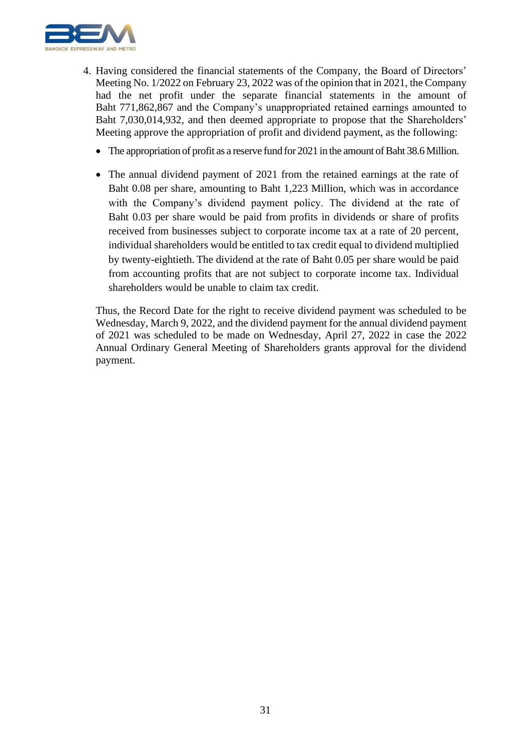4. Having considered the financial statements of the Company, the Board of Directors' Meeting No. 1/2022 on February 23, 2022 was of the opinion that in 2021, the Company had the net profit under the separate financial statements in the amount of Baht 771,862,867 and the Company's unappropriated retained earnings amounted to Baht 7,030,014,932, and then deemed appropriate to propose that the Shareholders' Meeting approve the appropriation of profit and dividend payment, as the following:

   - The appropriation of profit as a reserve fund for 2021 in the amount of Baht 38.6 Million.
   - The annual dividend payment of 2021 from the retained earnings at the rate of Baht 0.08 per share, amounting to Baht 1,223 Million, which was in accordance with the Company's dividend payment policy. The dividend at the rate of Baht 0.03 per share would be paid from profits in dividends or share of profits received from businesses subject to corporate income tax at a rate of 20 percent, individual shareholders would be entitled to tax credit equal to dividend multiplied by twenty-eightieth. The dividend at the rate of Baht 0.05 per share would be paid from accounting profits that are not subject to corporate income tax. Individual shareholders would be unable to claim tax credit.

   Thus, the Record Date for the right to receive dividend payment was scheduled to be Wednesday, March 9, 2022, and the dividend payment for the annual dividend payment of 2021 was scheduled to be made on Wednesday, April 27, 2022 in case the 2022 Annual Ordinary General Meeting of Shareholders grants approval for the dividend payment.